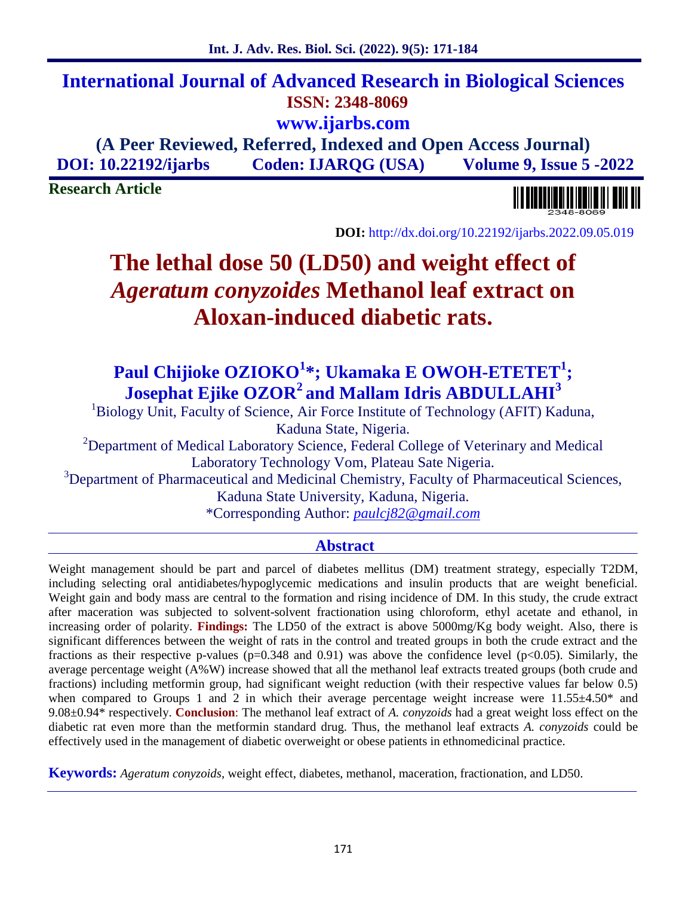# International Journal of Advanced Research in Biological Sciences

**ISSN: 2348-8069**

**www.ijarbs.com**

**(A Peer Reviewed, Referred, Indexed and Open Access Journal)**

**DOI: 10.22192/ijarbs Coden: IJARQG (USA) Volume 9, Issue 5 -2022**

**Research Article**

**DOI:** http://dx.doi.org/10.22192/ijarbs.2022.09.05.019

# The lethal dose 50 (LD50) and weight effect of *Ageratum conyzoides* Methanol leaf extract on Aloxan-induced diabetic rats.

**Paul Chijioke OZIOKO[1]*; Ukamaka E OWOH-ETETET[1]; Josephat Ejike OZOR[2] and Mallam Idris ABDULLAHI[3]**

[1]Biology Unit, Faculty of Science, Air Force Institute of Technology (AFIT) Kaduna, Kaduna State, Nigeria.

[2]Department of Medical Laboratory Science, Federal College of Veterinary and Medical Laboratory Technology Vom, Plateau Sate Nigeria.

[3]Department of Pharmaceutical and Medicinal Chemistry, Faculty of Pharmaceutical Sciences, Kaduna State University, Kaduna, Nigeria.

*Corresponding Author: *paulcj82@gmail.com*

## Abstract

Weight management should be part and parcel of diabetes mellitus (DM) treatment strategy, especially T2DM, including selecting oral antidiabetes/hypoglycemic medications and insulin products that are weight beneficial. Weight gain and body mass are central to the formation and rising incidence of DM. In this study, the crude extract after maceration was subjected to solvent-solvent fractionation using chloroform, ethyl acetate and ethanol, in increasing order of polarity. **Findings:** The LD50 of the extract is above 5000mg/Kg body weight. Also, there is significant differences between the weight of rats in the control and treated groups in both the crude extract and the fractions as their respective p-values ($p=0.348$ and $0.91$) was above the confidence level ($p<0.05$). Similarly, the average percentage weight (A%W) increase showed that all the methanol leaf extracts treated groups (both crude and fractions) including metformin group, had significant weight reduction (with their respective values far below 0.5) when compared to Groups 1 and 2 in which their average percentage weight increase were 11.55±4.50* and 9.08±0.94* respectively. **Conclusion**: The methanol leaf extract of *A. conyzoids* had a great weight loss effect on the diabetic rat even more than the metformin standard drug. Thus, the methanol leaf extracts *A. conyzoids* could be effectively used in the management of diabetic overweight or obese patients in ethnomedicinal practice.

**Keywords:** *Ageratum conyzoids*, weight effect, diabetes, methanol, maceration, fractionation, and LD50.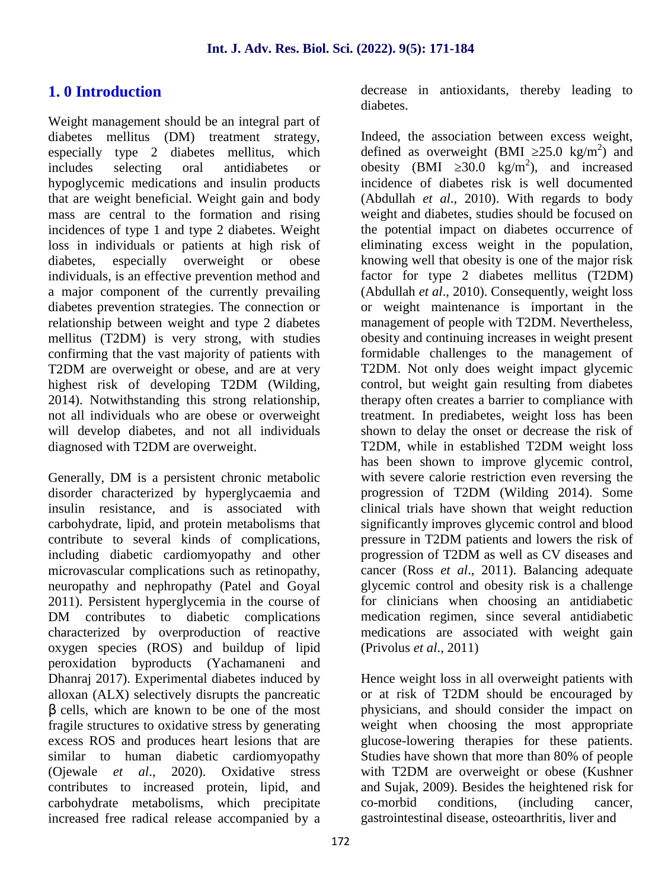## 1. 0 Introduction

Weight management should be an integral part of diabetes mellitus (DM) treatment strategy, especially type 2 diabetes mellitus, which includes selecting oral antidiabetes or hypoglycemic medications and insulin products that are weight beneficial. Weight gain and body mass are central to the formation and rising incidences of type 1 and type 2 diabetes. Weight loss in individuals or patients at high risk of diabetes, especially overweight or obese individuals, is an effective prevention method and a major component of the currently prevailing diabetes prevention strategies. The connection or relationship between weight and type 2 diabetes mellitus (T2DM) is very strong, with studies confirming that the vast majority of patients with T2DM are overweight or obese, and are at very highest risk of developing T2DM (Wilding, 2014). Notwithstanding this strong relationship, not all individuals who are obese or overweight will develop diabetes, and not all individuals diagnosed with T2DM are overweight.

Generally, DM is a persistent chronic metabolic disorder characterized by hyperglycaemia and insulin resistance, and is associated with carbohydrate, lipid, and protein metabolisms that contribute to several kinds of complications, including diabetic cardiomyopathy and other microvascular complications such as retinopathy, neuropathy and nephropathy (Patel and Goyal 2011). Persistent hyperglycemia in the course of DM contributes to diabetic complications characterized by overproduction of reactive oxygen species (ROS) and buildup of lipid peroxidation byproducts (Yachamaneni and Dhanraj 2017). Experimental diabetes induced by alloxan (ALX) selectively disrupts the pancreatic β cells, which are known to be one of the most fragile structures to oxidative stress by generating excess ROS and produces heart lesions that are similar to human diabetic cardiomyopathy (Ojewale *et al*., 2020). Oxidative stress contributes to increased protein, lipid, and carbohydrate metabolisms, which precipitate increased free radical release accompanied by a decrease in antioxidants, thereby leading to diabetes.

Indeed, the association between excess weight, defined as overweight (BMI $\geq$25.0 kg/m$^2$) and obesity (BMI $\geq$30.0 kg/m$^2$), and increased incidence of diabetes risk is well documented (Abdullah *et al*., 2010). With regards to body weight and diabetes, studies should be focused on the potential impact on diabetes occurrence of eliminating excess weight in the population, knowing well that obesity is one of the major risk factor for type 2 diabetes mellitus (T2DM) (Abdullah *et al*., 2010). Consequently, weight loss or weight maintenance is important in the management of people with T2DM. Nevertheless, obesity and continuing increases in weight present formidable challenges to the management of T2DM. Not only does weight impact glycemic control, but weight gain resulting from diabetes therapy often creates a barrier to compliance with treatment. In prediabetes, weight loss has been shown to delay the onset or decrease the risk of T2DM, while in established T2DM weight loss has been shown to improve glycemic control, with severe calorie restriction even reversing the progression of T2DM (Wilding 2014). Some clinical trials have shown that weight reduction significantly improves glycemic control and blood pressure in T2DM patients and lowers the risk of progression of T2DM as well as CV diseases and cancer (Ross *et al*., 2011). Balancing adequate glycemic control and obesity risk is a challenge for clinicians when choosing an antidiabetic medication regimen, since several antidiabetic medications are associated with weight gain (Privolus *et al*., 2011)

Hence weight loss in all overweight patients with or at risk of T2DM should be encouraged by physicians, and should consider the impact on weight when choosing the most appropriate glucose-lowering therapies for these patients. Studies have shown that more than 80% of people with T2DM are overweight or obese (Kushner and Sujak, 2009). Besides the heightened risk for co-morbid conditions, (including cancer, gastrointestinal disease, osteoarthritis, liver and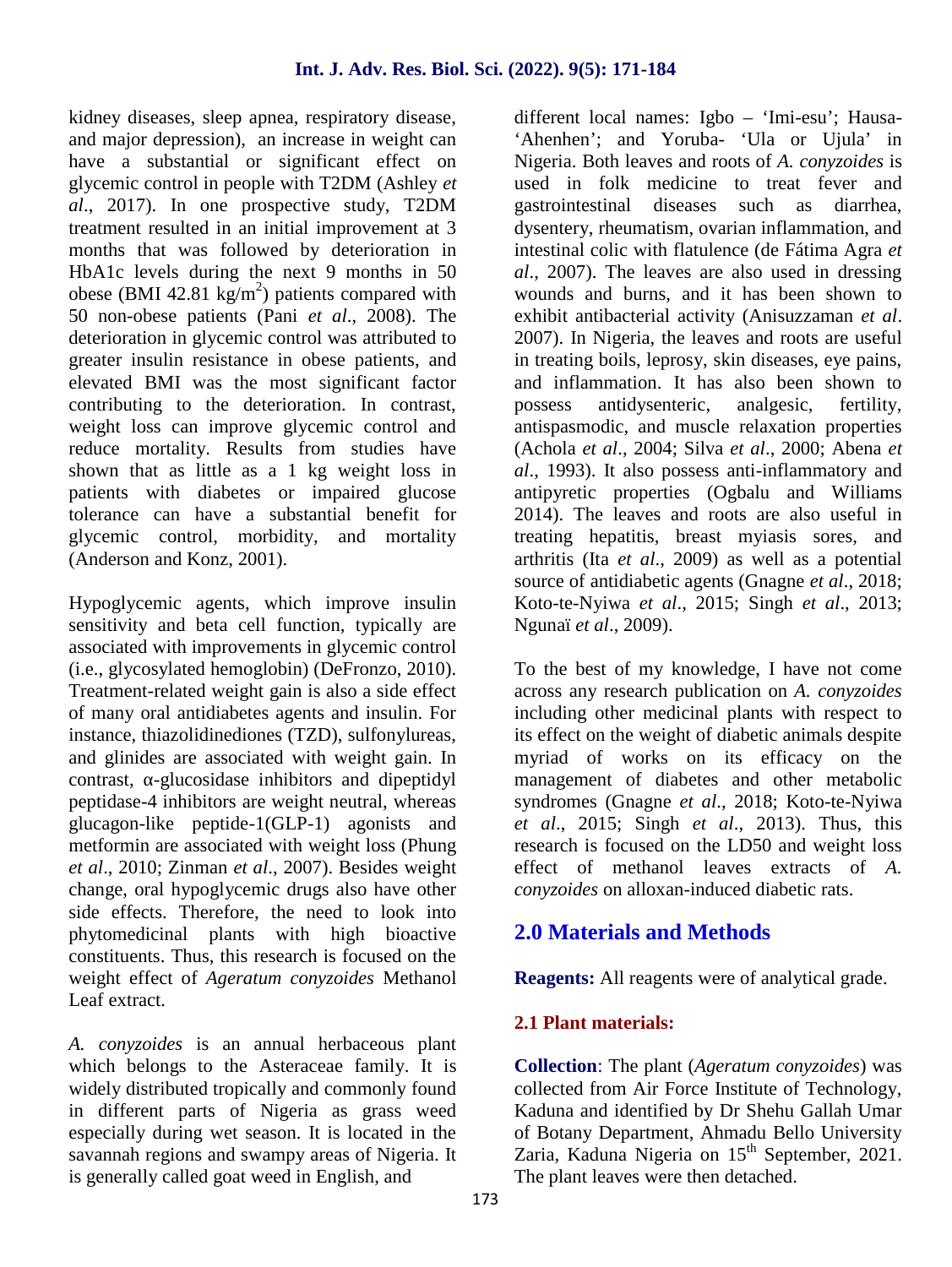kidney diseases, sleep apnea, respiratory disease, and major depression), an increase in weight can have a substantial or significant effect on glycemic control in people with T2DM (Ashley *et al*., 2017). In one prospective study, T2DM treatment resulted in an initial improvement at 3 months that was followed by deterioration in HbA1c levels during the next 9 months in 50 obese (BMI 42.81 $kg/m^2$) patients compared with 50 non-obese patients (Pani *et al*., 2008). The deterioration in glycemic control was attributed to greater insulin resistance in obese patients, and elevated BMI was the most significant factor contributing to the deterioration. In contrast, weight loss can improve glycemic control and reduce mortality. Results from studies have shown that as little as a 1 kg weight loss in patients with diabetes or impaired glucose tolerance can have a substantial benefit for glycemic control, morbidity, and mortality (Anderson and Konz, 2001).

Hypoglycemic agents, which improve insulin sensitivity and beta cell function, typically are associated with improvements in glycemic control (i.e., glycosylated hemoglobin) (DeFronzo, 2010). Treatment-related weight gain is also a side effect of many oral antidiabetes agents and insulin. For instance, thiazolidinediones (TZD), sulfonylureas, and glinides are associated with weight gain. In contrast, α-glucosidase inhibitors and dipeptidyl peptidase-4 inhibitors are weight neutral, whereas glucagon-like peptide-1(GLP-1) agonists and metformin are associated with weight loss (Phung *et al*., 2010; Zinman *et al*., 2007). Besides weight change, oral hypoglycemic drugs also have other side effects. Therefore, the need to look into phytomedicinal plants with high bioactive constituents. Thus, this research is focused on the weight effect of *Ageratum conyzoides* Methanol Leaf extract.

*A. conyzoides* is an annual herbaceous plant which belongs to the Asteraceae family. It is widely distributed tropically and commonly found in different parts of Nigeria as grass weed especially during wet season. It is located in the savannah regions and swampy areas of Nigeria. It is generally called goat weed in English, and different local names: Igbo – 'Imi-esu'; Hausa- 'Ahenhen'; and Yoruba- 'Ula or Ujula' in Nigeria. Both leaves and roots of *A. conyzoides* is used in folk medicine to treat fever and gastrointestinal diseases such as diarrhea, dysentery, rheumatism, ovarian inflammation, and intestinal colic with flatulence (de Fátima Agra *et al*., 2007). The leaves are also used in dressing wounds and burns, and it has been shown to exhibit antibacterial activity (Anisuzzaman *et al*. 2007). In Nigeria, the leaves and roots are useful in treating boils, leprosy, skin diseases, eye pains, and inflammation. It has also been shown to possess antidysenteric, analgesic, fertility, antispasmodic, and muscle relaxation properties (Achola *et al*., 2004; Silva *et al*., 2000; Abena *et al*., 1993). It also possess anti-inflammatory and antipyretic properties (Ogbalu and Williams 2014). The leaves and roots are also useful in treating hepatitis, breast myiasis sores, and arthritis (Ita *et al*., 2009) as well as a potential source of antidiabetic agents (Gnagne *et al*., 2018; Koto-te-Nyiwa *et al*., 2015; Singh *et al*., 2013; Ngunaï *et al*., 2009).

To the best of my knowledge, I have not come across any research publication on *A. conyzoides* including other medicinal plants with respect to its effect on the weight of diabetic animals despite myriad of works on its efficacy on the management of diabetes and other metabolic syndromes (Gnagne *et al*., 2018; Koto-te-Nyiwa *et al*., 2015; Singh *et al*., 2013). Thus, this research is focused on the LD50 and weight loss effect of methanol leaves extracts of *A. conyzoides* on alloxan-induced diabetic rats.

## 2.0 Materials and Methods

**Reagents:** All reagents were of analytical grade.

### 2.1 Plant materials:

**Collection**: The plant (*Ageratum conyzoides*) was collected from Air Force Institute of Technology, Kaduna and identified by Dr Shehu Gallah Umar of Botany Department, Ahmadu Bello University Zaria, Kaduna Nigeria on 15th September, 2021. The plant leaves were then detached.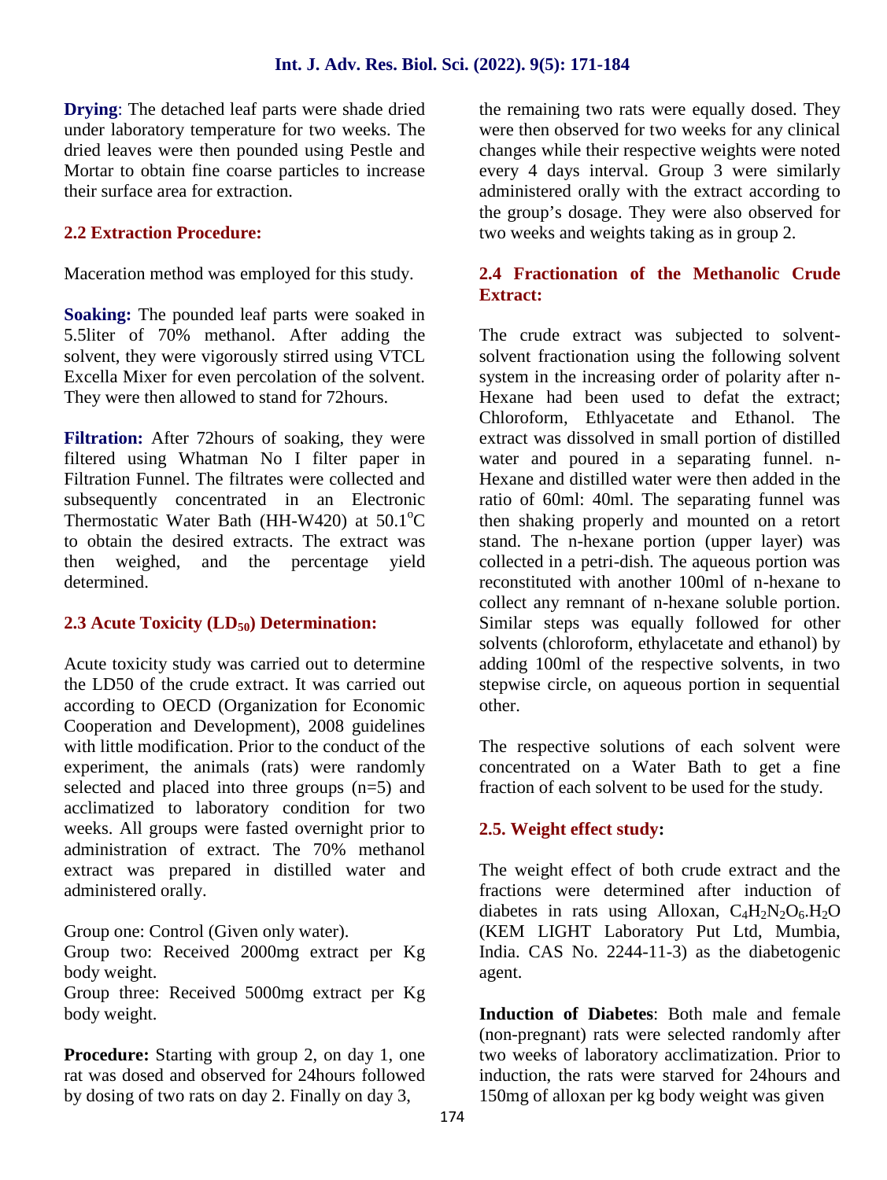**Drying**: The detached leaf parts were shade dried under laboratory temperature for two weeks. The dried leaves were then pounded using Pestle and Mortar to obtain fine coarse particles to increase their surface area for extraction.

### 2.2 Extraction Procedure:

Maceration method was employed for this study.

**Soaking:** The pounded leaf parts were soaked in 5.5liter of 70% methanol. After adding the solvent, they were vigorously stirred using VTCL Excella Mixer for even percolation of the solvent. They were then allowed to stand for 72hours.

**Filtration:** After 72hours of soaking, they were filtered using Whatman No I filter paper in Filtration Funnel. The filtrates were collected and subsequently concentrated in an Electronic Thermostatic Water Bath (HH-W420) at 50.1$^{o}$C to obtain the desired extracts. The extract was then weighed, and the percentage yield determined.

### 2.3 Acute Toxicity ($LD_{50}$) Determination:

Acute toxicity study was carried out to determine the LD50 of the crude extract. It was carried out according to OECD (Organization for Economic Cooperation and Development), 2008 guidelines with little modification. Prior to the conduct of the experiment, the animals (rats) were randomly selected and placed into three groups (n=5) and acclimatized to laboratory condition for two weeks. All groups were fasted overnight prior to administration of extract. The 70% methanol extract was prepared in distilled water and administered orally.

Group one: Control (Given only water).
Group two: Received 2000mg extract per Kg body weight.
Group three: Received 5000mg extract per Kg body weight.

**Procedure:** Starting with group 2, on day 1, one rat was dosed and observed for 24hours followed by dosing of two rats on day 2. Finally on day 3, the remaining two rats were equally dosed. They were then observed for two weeks for any clinical changes while their respective weights were noted every 4 days interval. Group 3 were similarly administered orally with the extract according to the group's dosage. They were also observed for two weeks and weights taking as in group 2.

### 2.4 Fractionation of the Methanolic Crude Extract:

The crude extract was subjected to solvent-solvent fractionation using the following solvent system in the increasing order of polarity after n-Hexane had been used to defat the extract; Chloroform, Ethlyacetate and Ethanol. The extract was dissolved in small portion of distilled water and poured in a separating funnel. n-Hexane and distilled water were then added in the ratio of 60ml: 40ml. The separating funnel was then shaking properly and mounted on a retort stand. The n-hexane portion (upper layer) was collected in a petri-dish. The aqueous portion was reconstituted with another 100ml of n-hexane to collect any remnant of n-hexane soluble portion. Similar steps was equally followed for other solvents (chloroform, ethylacetate and ethanol) by adding 100ml of the respective solvents, in two stepwise circle, on aqueous portion in sequential other.

The respective solutions of each solvent were concentrated on a Water Bath to get a fine fraction of each solvent to be used for the study.

### 2.5. Weight effect study:

The weight effect of both crude extract and the fractions were determined after induction of diabetes in rats using Alloxan, $C_4H_2N_2O_6.H_2O$ (KEM LIGHT Laboratory Put Ltd, Mumbia, India. CAS No. 2244-11-3) as the diabetogenic agent.

**Induction of Diabetes**: Both male and female (non-pregnant) rats were selected randomly after two weeks of laboratory acclimatization. Prior to induction, the rats were starved for 24hours and 150mg of alloxan per kg body weight was given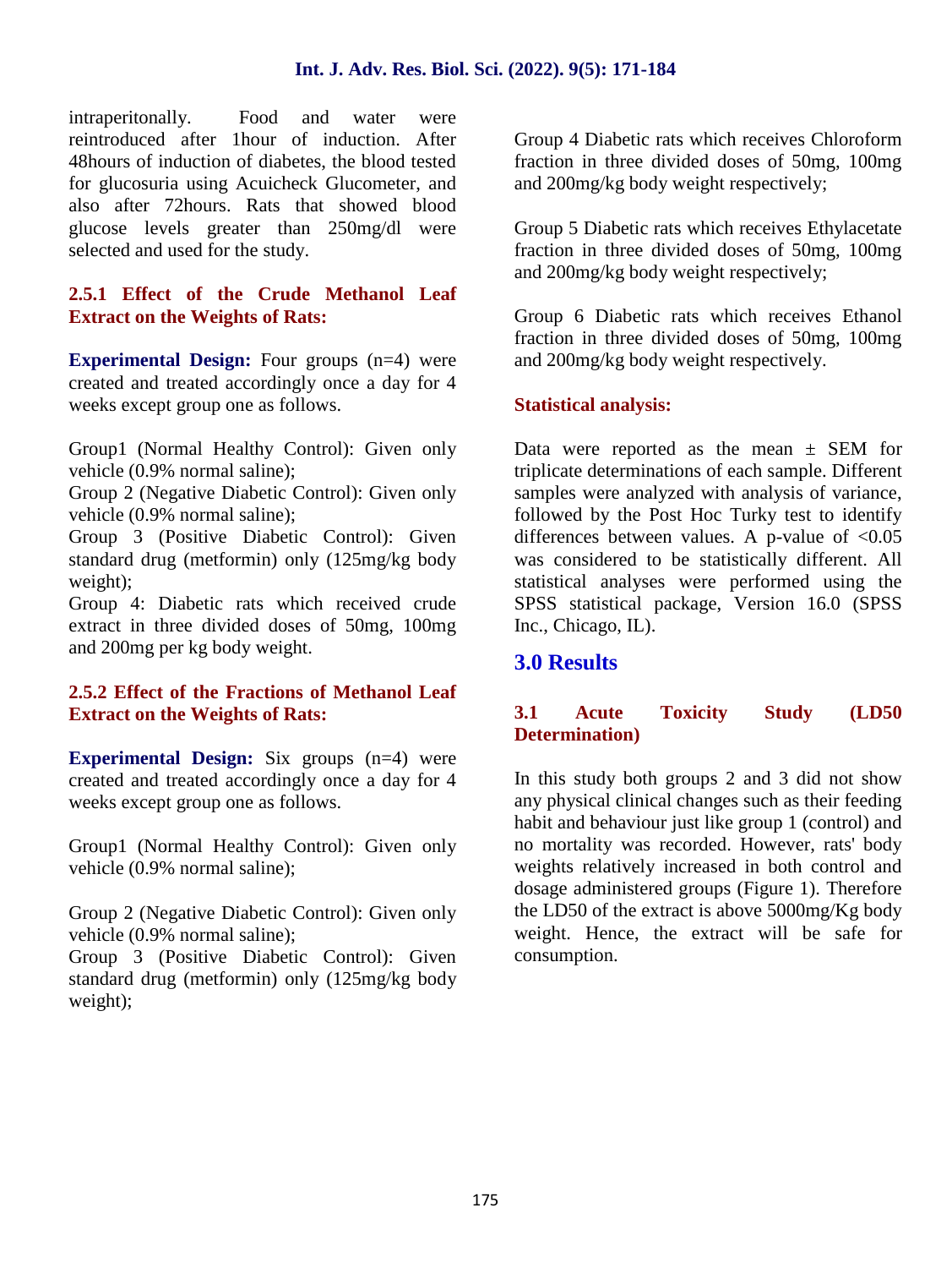intraperitonally. Food and water were reintroduced after 1hour of induction. After 48hours of induction of diabetes, the blood tested for glucosuria using Acuicheck Glucometer, and also after 72hours. Rats that showed blood glucose levels greater than 250mg/dl were selected and used for the study.

### 2.5.1 Effect of the Crude Methanol Leaf Extract on the Weights of Rats:

**Experimental Design:** Four groups (n=4) were created and treated accordingly once a day for 4 weeks except group one as follows.

Group1 (Normal Healthy Control): Given only vehicle (0.9% normal saline);
Group 2 (Negative Diabetic Control): Given only vehicle (0.9% normal saline);
Group 3 (Positive Diabetic Control): Given standard drug (metformin) only (125mg/kg body weight);
Group 4: Diabetic rats which received crude extract in three divided doses of 50mg, 100mg and 200mg per kg body weight.

### 2.5.2 Effect of the Fractions of Methanol Leaf Extract on the Weights of Rats:

**Experimental Design:** Six groups (n=4) were created and treated accordingly once a day for 4 weeks except group one as follows.

Group1 (Normal Healthy Control): Given only vehicle (0.9% normal saline);

Group 2 (Negative Diabetic Control): Given only vehicle (0.9% normal saline);
Group 3 (Positive Diabetic Control): Given standard drug (metformin) only (125mg/kg body weight);

Group 4 Diabetic rats which receives Chloroform fraction in three divided doses of 50mg, 100mg and 200mg/kg body weight respectively;

Group 5 Diabetic rats which receives Ethylacetate fraction in three divided doses of 50mg, 100mg and 200mg/kg body weight respectively;

Group 6 Diabetic rats which receives Ethanol fraction in three divided doses of 50mg, 100mg and 200mg/kg body weight respectively.

### Statistical analysis:

Data were reported as the mean ± SEM for triplicate determinations of each sample. Different samples were analyzed with analysis of variance, followed by the Post Hoc Turky test to identify differences between values. A p-value of $<0.05$ was considered to be statistically different. All statistical analyses were performed using the SPSS statistical package, Version 16.0 (SPSS Inc., Chicago, IL).

## 3.0 Results

### 3.1 Acute Toxicity Study (LD50 Determination)

In this study both groups 2 and 3 did not show any physical clinical changes such as their feeding habit and behaviour just like group 1 (control) and no mortality was recorded. However, rats' body weights relatively increased in both control and dosage administered groups (Figure 1). Therefore the LD50 of the extract is above 5000mg/Kg body weight. Hence, the extract will be safe for consumption.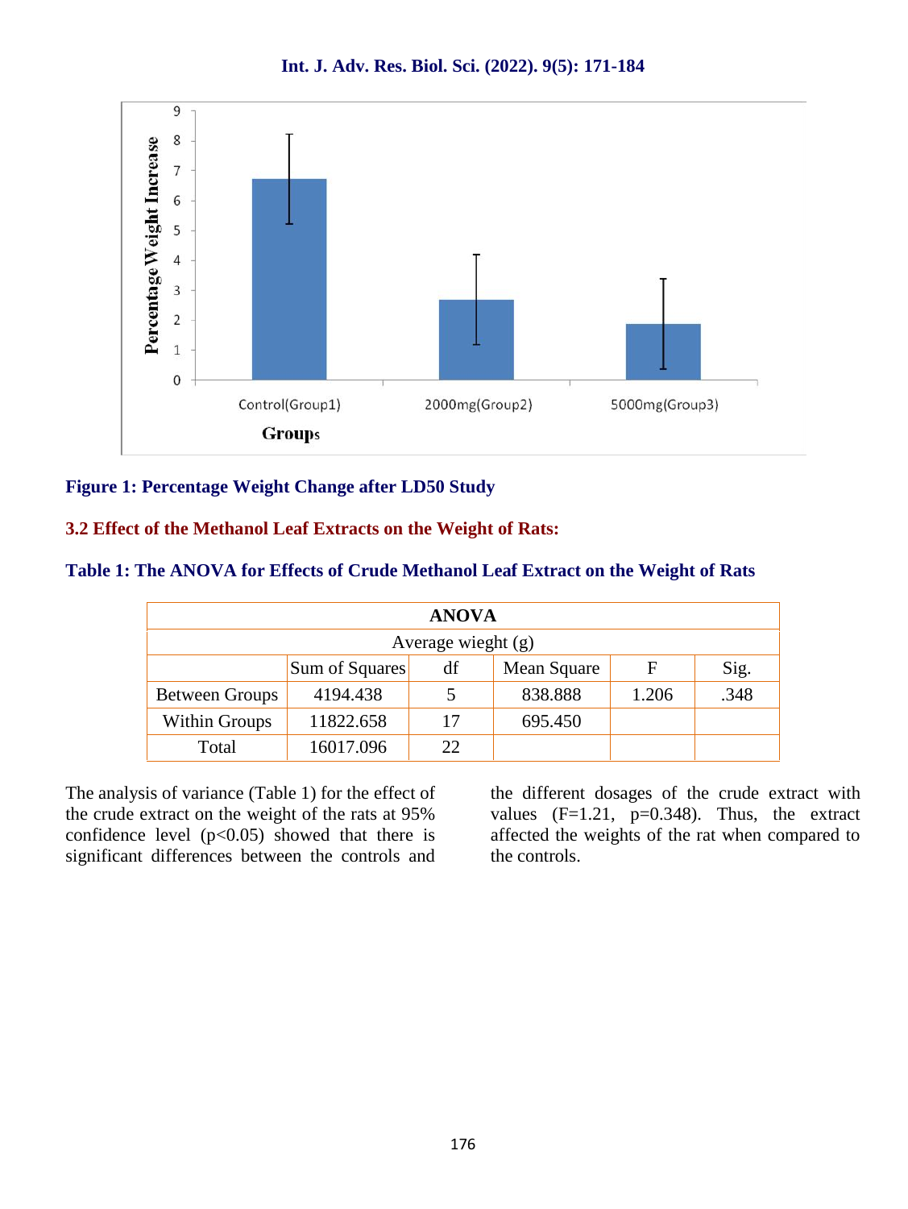Figure 1: Percentage Weight Change after LD50 Study

### 3.2 Effect of the Methanol Leaf Extracts on the Weight of Rats:

**Table 1: The ANOVA for Effects of Crude Methanol Leaf Extract on the Weight of Rats**

| ANOVA | | | | | |
|---|---|---|---|---|---|
| Average wieght (g) | | | | | |
| | Sum of Squares | df | Mean Square | F | Sig. |
| Between Groups | 4194.438 | 5 | 838.888 | 1.206 | .348 |
| Within Groups | 11822.658 | 17 | 695.450 | | |
| Total | 16017.096 | 22 | | | |

The analysis of variance (Table 1) for the effect of the crude extract on the weight of the rats at 95% confidence level ($p<0.05$) showed that there is significant differences between the controls and the different dosages of the crude extract with values ($F=1.21$, $p=0.348$). Thus, the extract affected the weights of the rat when compared to the controls.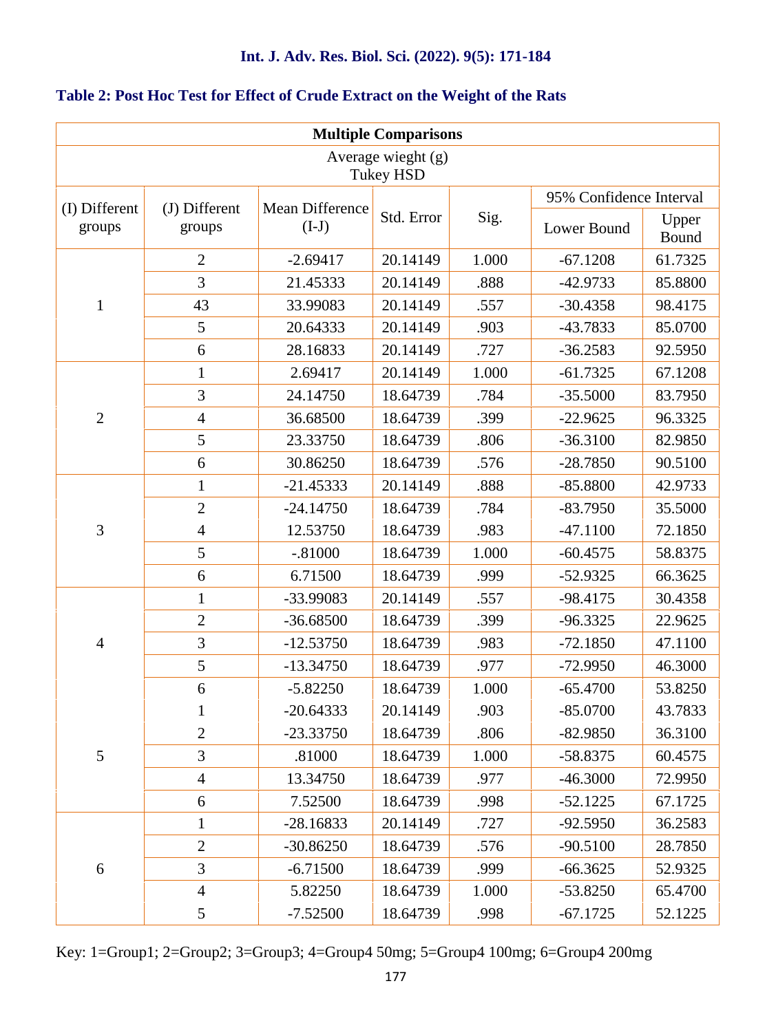**Table 2: Post Hoc Test for Effect of Crude Extract on the Weight of the Rats**

| Multiple Comparisons | | | | | | |
|---|---|---|---|---|---|---|
| Average wieght (g) Tukey HSD | | | | | | |
| (I) Different groups | (J) Different groups | Mean Difference (I-J) | Std. Error | Sig. | 95% Confidence Interval | |
| | | | | | Lower Bound | Upper Bound |
| 1 | 2 | -2.69417 | 20.14149 | 1.000 | -67.1208 | 61.7325 |
| | 3 | 21.45333 | 20.14149 | .888 | -42.9733 | 85.8800 |
| | 43 | 33.99083 | 20.14149 | .557 | -30.4358 | 98.4175 |
| | 5 | 20.64333 | 20.14149 | .903 | -43.7833 | 85.0700 |
| | 6 | 28.16833 | 20.14149 | .727 | -36.2583 | 92.5950 |
| 2 | 1 | 2.69417 | 20.14149 | 1.000 | -61.7325 | 67.1208 |
| | 3 | 24.14750 | 18.64739 | .784 | -35.5000 | 83.7950 |
| | 4 | 36.68500 | 18.64739 | .399 | -22.9625 | 96.3325 |
| | 5 | 23.33750 | 18.64739 | .806 | -36.3100 | 82.9850 |
| | 6 | 30.86250 | 18.64739 | .576 | -28.7850 | 90.5100 |
| 3 | 1 | -21.45333 | 20.14149 | .888 | -85.8800 | 42.9733 |
| | 2 | -24.14750 | 18.64739 | .784 | -83.7950 | 35.5000 |
| | 4 | 12.53750 | 18.64739 | .983 | -47.1100 | 72.1850 |
| | 5 | -.81000 | 18.64739 | 1.000 | -60.4575 | 58.8375 |
| | 6 | 6.71500 | 18.64739 | .999 | -52.9325 | 66.3625 |
| 4 | 1 | -33.99083 | 20.14149 | .557 | -98.4175 | 30.4358 |
| | 2 | -36.68500 | 18.64739 | .399 | -96.3325 | 22.9625 |
| | 3 | -12.53750 | 18.64739 | .983 | -72.1850 | 47.1100 |
| | 5 | -13.34750 | 18.64739 | .977 | -72.9950 | 46.3000 |
| | 6 | -5.82250 | 18.64739 | 1.000 | -65.4700 | 53.8250 |
| 5 | 1 | -20.64333 | 20.14149 | .903 | -85.0700 | 43.7833 |
| | 2 | -23.33750 | 18.64739 | .806 | -82.9850 | 36.3100 |
| | 3 | .81000 | 18.64739 | 1.000 | -58.8375 | 60.4575 |
| | 4 | 13.34750 | 18.64739 | .977 | -46.3000 | 72.9950 |
| | 6 | 7.52500 | 18.64739 | .998 | -52.1225 | 67.1725 |
| 6 | 1 | -28.16833 | 20.14149 | .727 | -92.5950 | 36.2583 |
| | 2 | -30.86250 | 18.64739 | .576 | -90.5100 | 28.7850 |
| | 3 | -6.71500 | 18.64739 | .999 | -66.3625 | 52.9325 |
| | 4 | 5.82250 | 18.64739 | 1.000 | -53.8250 | 65.4700 |
| | 5 | -7.52500 | 18.64739 | .998 | -67.1725 | 52.1225 |

Key: 1=Group1; 2=Group2; 3=Group3; 4=Group4 50mg; 5=Group4 100mg; 6=Group4 200mg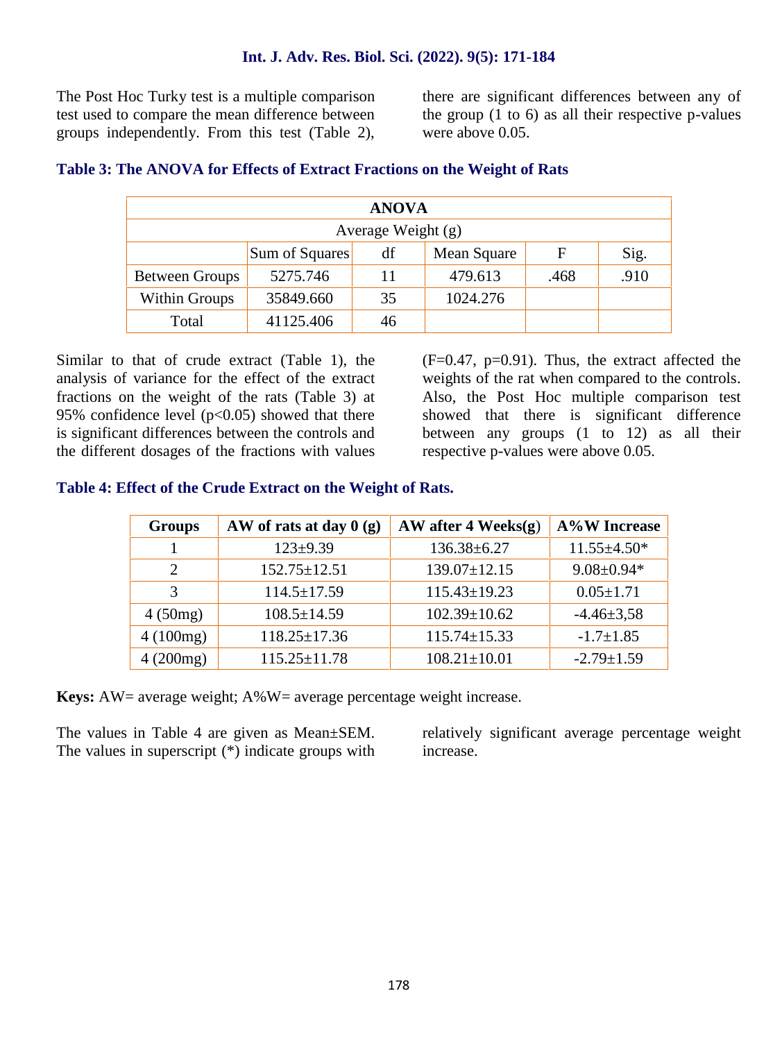The Post Hoc Turky test is a multiple comparison test used to compare the mean difference between groups independently. From this test (Table 2), there are significant differences between any of the group (1 to 6) as all their respective p-values were above 0.05.

**Table 3: The ANOVA for Effects of Extract Fractions on the Weight of Rats**

| ANOVA | | | | | |
|---|---|---|---|---|---|
| Average Weight (g) | | | | | |
| | Sum of Squares | df | Mean Square | F | Sig. |
| Between Groups | 5275.746 | 11 | 479.613 | .468 | .910 |
| Within Groups | 35849.660 | 35 | 1024.276 | | |
| Total | 41125.406 | 46 | | | |

Similar to that of crude extract (Table 1), the analysis of variance for the effect of the extract fractions on the weight of the rats (Table 3) at 95% confidence level ($p<0.05$) showed that there is significant differences between the controls and the different dosages of the fractions with values ($F=0.47$, $p=0.91$). Thus, the extract affected the weights of the rat when compared to the controls. Also, the Post Hoc multiple comparison test showed that there is significant difference between any groups (1 to 12) as all their respective p-values were above 0.05.

**Table 4: Effect of the Crude Extract on the Weight of Rats.**

| Groups | AW of rats at day 0 (g) | AW after 4 Weeks(g) | A%W Increase |
|---|---|---|---|
| 1 | 123±9.39 | 136.38±6.27 | 11.55±4.50* |
| 2 | 152.75±12.51 | 139.07±12.15 | 9.08±0.94* |
| 3 | 114.5±17.59 | 115.43±19.23 | 0.05±1.71 |
| 4 (50mg) | 108.5±14.59 | 102.39±10.62 | -4.46±3,58 |
| 4 (100mg) | 118.25±17.36 | 115.74±15.33 | -1.7±1.85 |
| 4 (200mg) | 115.25±11.78 | 108.21±10.01 | -2.79±1.59 |

**Keys:** AW= average weight; A%W= average percentage weight increase.

The values in Table 4 are given as Mean±SEM. The values in superscript (*) indicate groups with relatively significant average percentage weight increase.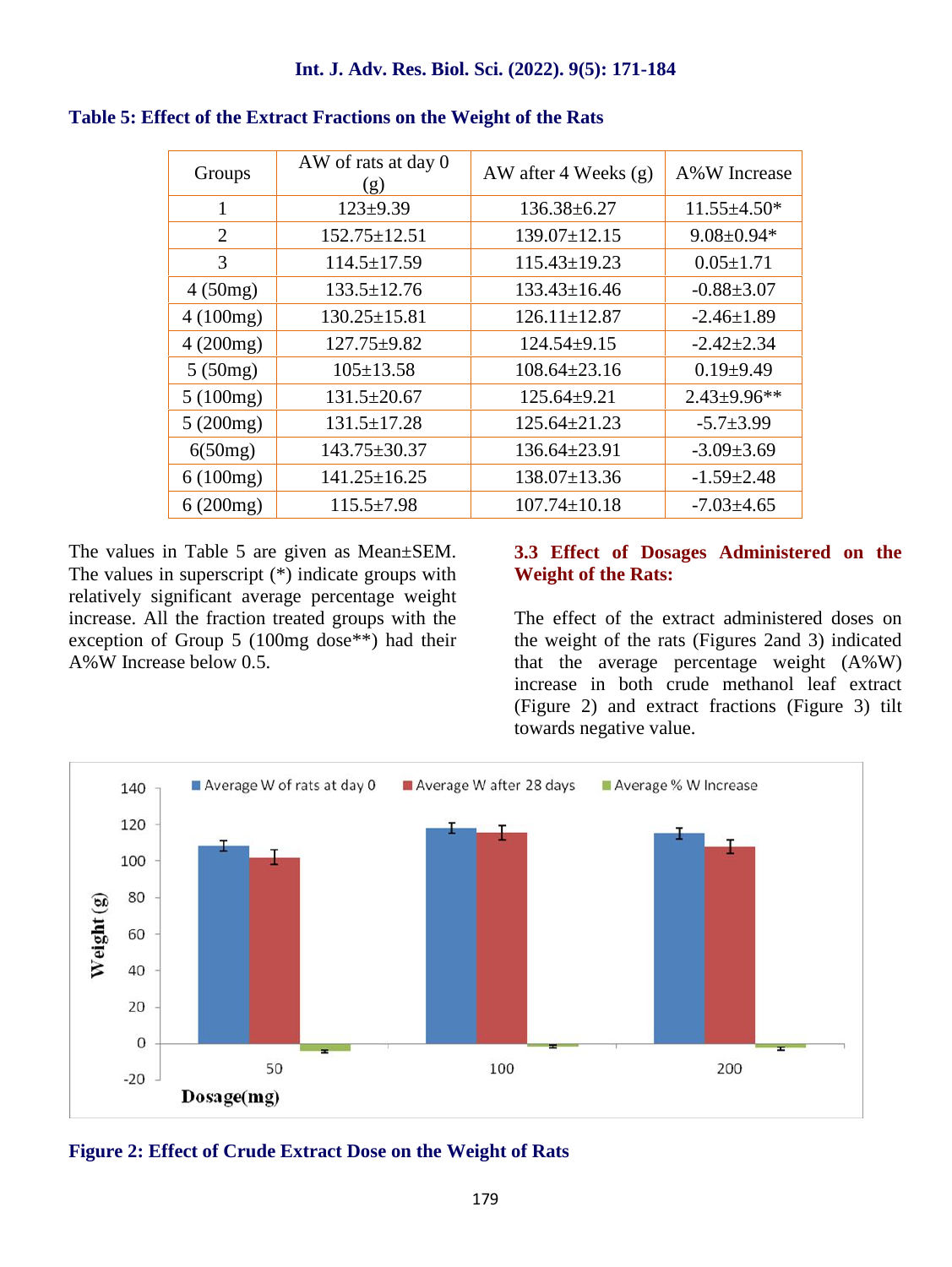**Table 5: Effect of the Extract Fractions on the Weight of the Rats**

| Groups | AW of rats at day 0 (g) | AW after 4 Weeks (g) | A%W Increase |
|---|---|---|---|
| 1 | 123±9.39 | 136.38±6.27 | 11.55±4.50* |
| 2 | 152.75±12.51 | 139.07±12.15 | 9.08±0.94* |
| 3 | 114.5±17.59 | 115.43±19.23 | 0.05±1.71 |
| 4 (50mg) | 133.5±12.76 | 133.43±16.46 | -0.88±3.07 |
| 4 (100mg) | 130.25±15.81 | 126.11±12.87 | -2.46±1.89 |
| 4 (200mg) | 127.75±9.82 | 124.54±9.15 | -2.42±2.34 |
| 5 (50mg) | 105±13.58 | 108.64±23.16 | 0.19±9.49 |
| 5 (100mg) | 131.5±20.67 | 125.64±9.21 | 2.43±9.96** |
| 5 (200mg) | 131.5±17.28 | 125.64±21.23 | -5.7±3.99 |
| 6(50mg) | 143.75±30.37 | 136.64±23.91 | -3.09±3.69 |
| 6 (100mg) | 141.25±16.25 | 138.07±13.36 | -1.59±2.48 |
| 6 (200mg) | 115.5±7.98 | 107.74±10.18 | -7.03±4.65 |

The values in Table 5 are given as Mean±SEM. The values in superscript (*) indicate groups with relatively significant average percentage weight increase. All the fraction treated groups with the exception of Group 5 (100mg dose**) had their A%W Increase below 0.5.

### 3.3 Effect of Dosages Administered on the Weight of the Rats:

The effect of the extract administered doses on the weight of the rats (Figures 2and 3) indicated that the average percentage weight (A%W) increase in both crude methanol leaf extract (Figure 2) and extract fractions (Figure 3) tilt towards negative value.

**Figure 2: Effect of Crude Extract Dose on the Weight of Rats**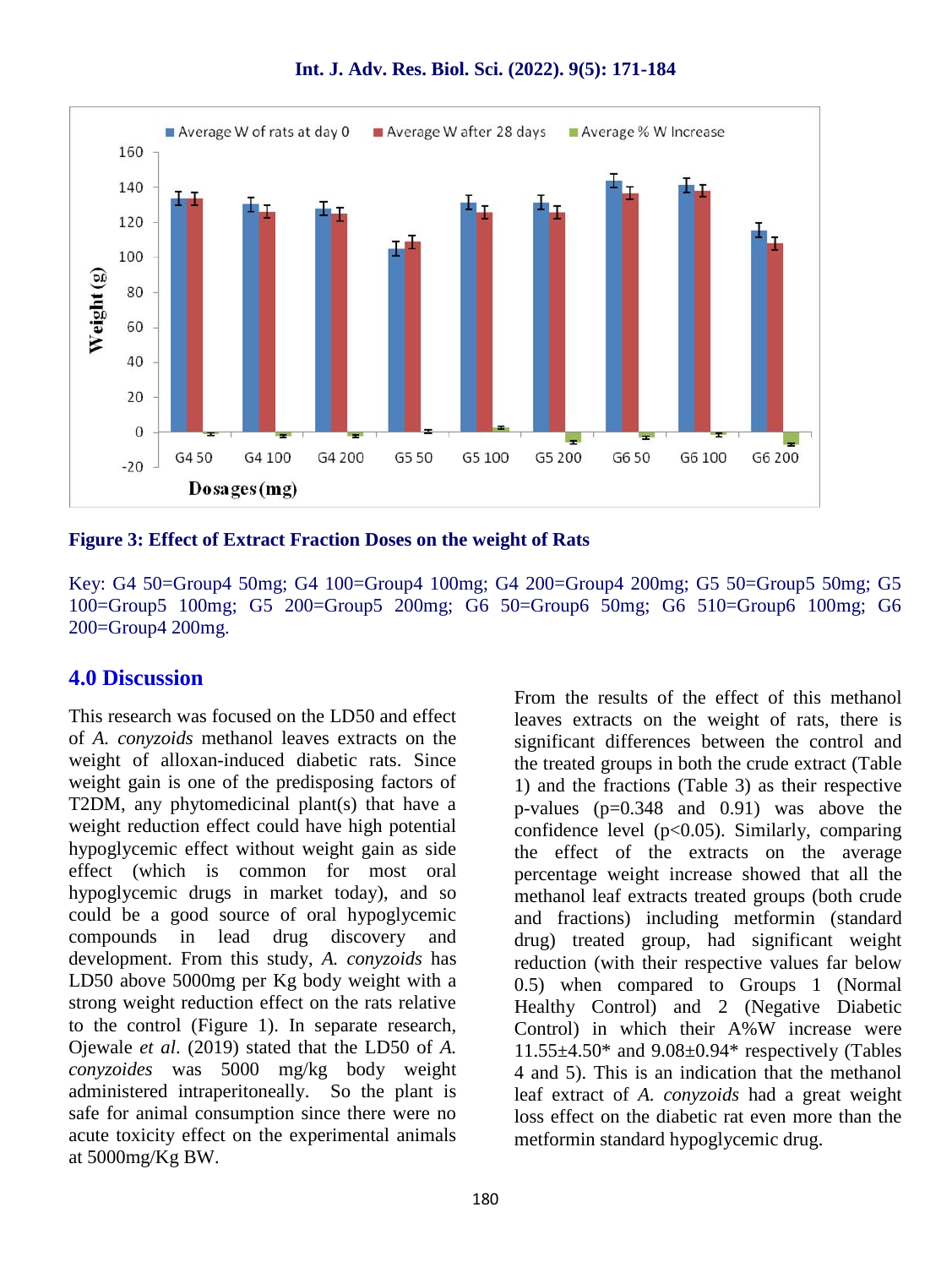**Figure 3: Effect of Extract Fraction Doses on the weight of Rats**

Key: G4 50=Group4 50mg; G4 100=Group4 100mg; G4 200=Group4 200mg; G5 50=Group5 50mg; G5 100=Group5 100mg; G5 200=Group5 200mg; G6 50=Group6 50mg; G6 510=Group6 100mg; G6 200=Group4 200mg.

## 4.0 Discussion

This research was focused on the LD50 and effect of *A. conyzoids* methanol leaves extracts on the weight of alloxan-induced diabetic rats. Since weight gain is one of the predisposing factors of T2DM, any phytomedicinal plant(s) that have a weight reduction effect could have high potential hypoglycemic effect without weight gain as side effect (which is common for most oral hypoglycemic drugs in market today), and so could be a good source of oral hypoglycemic compounds in lead drug discovery and development. From this study, *A. conyzoids* has LD50 above 5000mg per Kg body weight with a strong weight reduction effect on the rats relative to the control (Figure 1). In separate research, Ojewale *et al.* (2019) stated that the LD50 of *A. conyzoides* was 5000 mg/kg body weight administered intraperitoneally. So the plant is safe for animal consumption since there were no acute toxicity effect on the experimental animals at 5000mg/Kg BW.

From the results of the effect of this methanol leaves extracts on the weight of rats, there is significant differences between the control and the treated groups in both the crude extract (Table 1) and the fractions (Table 3) as their respective p-values ($p=0.348$ and $0.91$) was above the confidence level ($p<0.05$). Similarly, comparing the effect of the extracts on the average percentage weight increase showed that all the methanol leaf extracts treated groups (both crude and fractions) including metformin (standard drug) treated group, had significant weight reduction (with their respective values far below 0.5) when compared to Groups 1 (Normal Healthy Control) and 2 (Negative Diabetic Control) in which their A%W increase were 11.55±4.50* and 9.08±0.94* respectively (Tables 4 and 5). This is an indication that the methanol leaf extract of *A. conyzoids* had a great weight loss effect on the diabetic rat even more than the metformin standard hypoglycemic drug.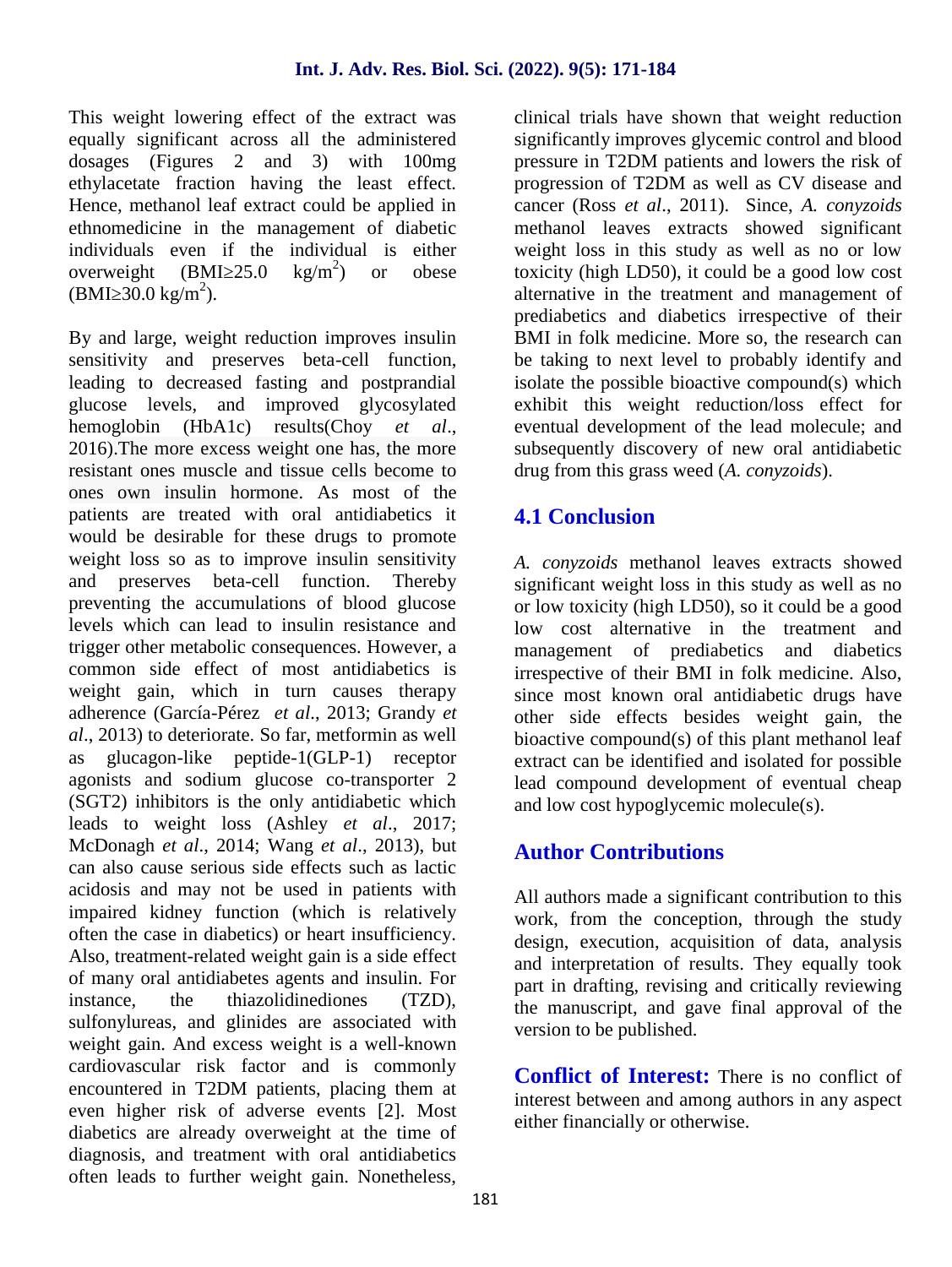This weight lowering effect of the extract was equally significant across all the administered dosages (Figures 2 and 3) with 100mg ethylacetate fraction having the least effect. Hence, methanol leaf extract could be applied in ethnomedicine in the management of diabetic individuals even if the individual is either overweight (BMI≥25.0 kg/m$^2$) or obese (BMI≥30.0 kg/m$^2$).

By and large, weight reduction improves insulin sensitivity and preserves beta-cell function, leading to decreased fasting and postprandial glucose levels, and improved glycosylated hemoglobin (HbA1c) results(Choy *et al*., 2016).The more excess weight one has, the more resistant ones muscle and tissue cells become to ones own insulin hormone. As most of the patients are treated with oral antidiabetics it would be desirable for these drugs to promote weight loss so as to improve insulin sensitivity and preserves beta-cell function. Thereby preventing the accumulations of blood glucose levels which can lead to insulin resistance and trigger other metabolic consequences. However, a common side effect of most antidiabetics is weight gain, which in turn causes therapy adherence (García-Pérez *et al*., 2013; Grandy *et al*., 2013) to deteriorate. So far, metformin as well as glucagon-like peptide-1(GLP-1) receptor agonists and sodium glucose co-transporter 2 (SGT2) inhibitors is the only antidiabetic which leads to weight loss (Ashley *et al*., 2017; McDonagh *et al*., 2014; Wang *et al*., 2013), but can also cause serious side effects such as lactic acidosis and may not be used in patients with impaired kidney function (which is relatively often the case in diabetics) or heart insufficiency. Also, treatment-related weight gain is a side effect of many oral antidiabetes agents and insulin. For instance, the thiazolidinediones (TZD), sulfonylureas, and glinides are associated with weight gain. And excess weight is a well-known cardiovascular risk factor and is commonly encountered in T2DM patients, placing them at even higher risk of adverse events [2]. Most diabetics are already overweight at the time of diagnosis, and treatment with oral antidiabetics often leads to further weight gain. Nonetheless, clinical trials have shown that weight reduction significantly improves glycemic control and blood pressure in T2DM patients and lowers the risk of progression of T2DM as well as CV disease and cancer (Ross *et al*., 2011). Since, *A. conyzoids* methanol leaves extracts showed significant weight loss in this study as well as no or low toxicity (high LD50), it could be a good low cost alternative in the treatment and management of prediabetics and diabetics irrespective of their BMI in folk medicine. More so, the research can be taking to next level to probably identify and isolate the possible bioactive compound(s) which exhibit this weight reduction/loss effect for eventual development of the lead molecule; and subsequently discovery of new oral antidiabetic drug from this grass weed (*A. conyzoids*).

## 4.1 Conclusion

*A. conyzoids* methanol leaves extracts showed significant weight loss in this study as well as no or low toxicity (high LD50), so it could be a good low cost alternative in the treatment and management of prediabetics and diabetics irrespective of their BMI in folk medicine. Also, since most known oral antidiabetic drugs have other side effects besides weight gain, the bioactive compound(s) of this plant methanol leaf extract can be identified and isolated for possible lead compound development of eventual cheap and low cost hypoglycemic molecule(s).

## Author Contributions

All authors made a significant contribution to this work, from the conception, through the study design, execution, acquisition of data, analysis and interpretation of results. They equally took part in drafting, revising and critically reviewing the manuscript, and gave final approval of the version to be published.

**Conflict of Interest:** There is no conflict of interest between and among authors in any aspect either financially or otherwise.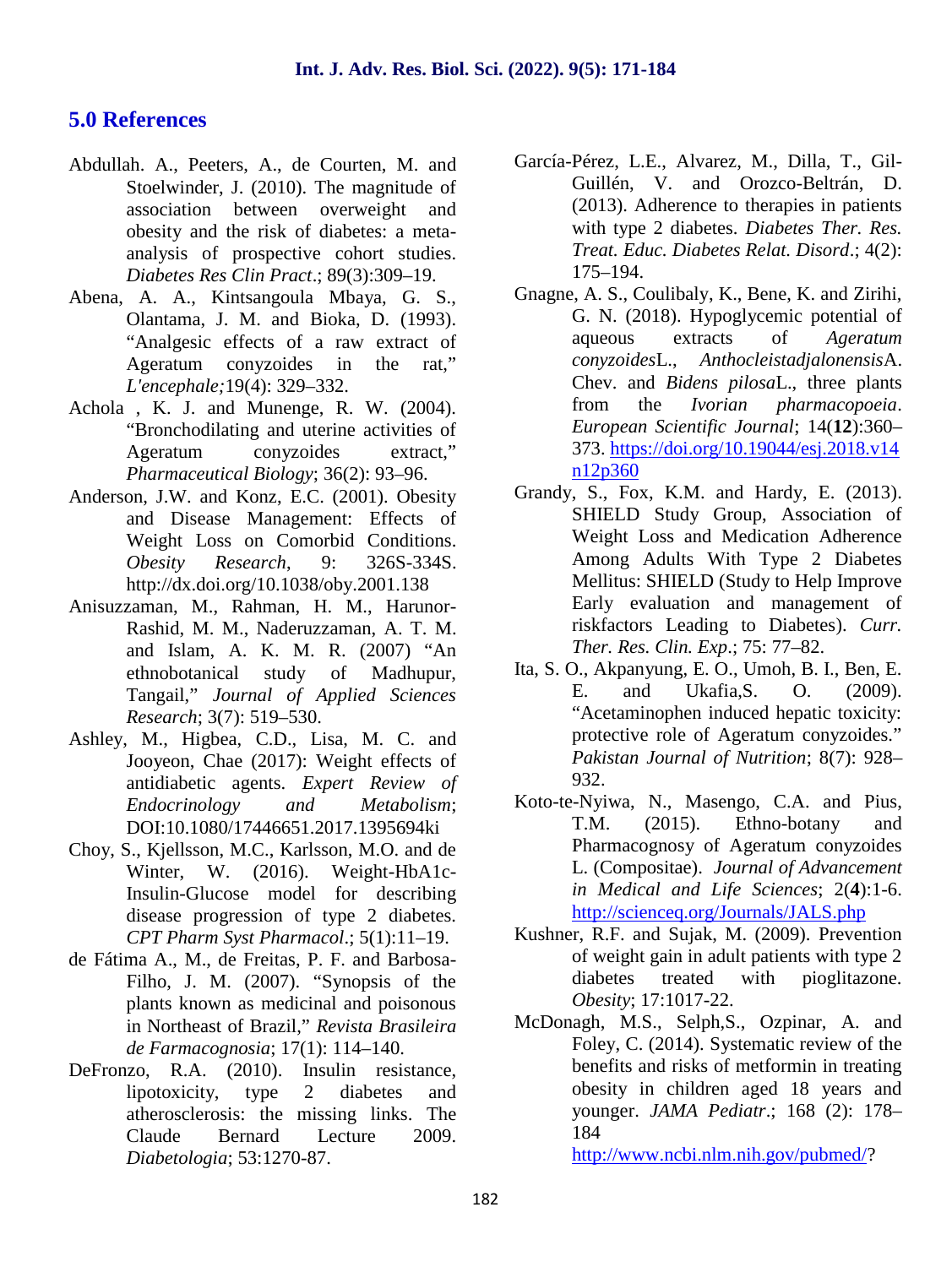## 5.0 References

Abdullah. A., Peeters, A., de Courten, M. and Stoelwinder, J. (2010). The magnitude of association between overweight and obesity and the risk of diabetes: a meta-analysis of prospective cohort studies. *Diabetes Res Clin Pract*.; 89(3):309–19.

Abena, A. A., Kintsangoula Mbaya, G. S., Olantama, J. M. and Bioka, D. (1993). "Analgesic effects of a raw extract of Ageratum conyzoides in the rat," *L'encephale;*19(4): 329–332.

Achola , K. J. and Munenge, R. W. (2004). "Bronchodilating and uterine activities of Ageratum conyzoides extract," *Pharmaceutical Biology*; 36(2): 93–96.

Anderson, J.W. and Konz, E.C. (2001). Obesity and Disease Management: Effects of Weight Loss on Comorbid Conditions. *Obesity Research*, 9: 326S-334S. http://dx.doi.org/10.1038/oby.2001.138

Anisuzzaman, M., Rahman, H. M., Harunor-Rashid, M. M., Naderuzzaman, A. T. M. and Islam, A. K. M. R. (2007) "An ethnobotanical study of Madhupur, Tangail," *Journal of Applied Sciences Research*; 3(7): 519–530.

Ashley, M., Higbea, C.D., Lisa, M. C. and Jooyeon, Chae (2017): Weight effects of antidiabetic agents. *Expert Review of Endocrinology and Metabolism*; DOI:10.1080/17446651.2017.1395694ki

Choy, S., Kjellsson, M.C., Karlsson, M.O. and de Winter, W. (2016). Weight-HbA1c-Insulin-Glucose model for describing disease progression of type 2 diabetes. *CPT Pharm Syst Pharmacol*.; 5(1):11–19.

de Fátima A., M., de Freitas, P. F. and Barbosa-Filho, J. M. (2007). "Synopsis of the plants known as medicinal and poisonous in Northeast of Brazil," *Revista Brasileira de Farmacognosia*; 17(1): 114–140.

DeFronzo, R.A. (2010). Insulin resistance, lipotoxicity, type 2 diabetes and atherosclerosis: the missing links. The Claude Bernard Lecture 2009. *Diabetologia*; 53:1270-87.

García-Pérez, L.E., Alvarez, M., Dilla, T., Gil-Guillén, V. and Orozco-Beltrán, D. (2013). Adherence to therapies in patients with type 2 diabetes. *Diabetes Ther. Res. Treat. Educ. Diabetes Relat. Disord*.; 4(2): 175–194.

Gnagne, A. S., Coulibaly, K., Bene, K. and Zirihi, G. N. (2018). Hypoglycemic potential of aqueous extracts of *Ageratum conyzoides*L., *Anthocleistadjalonensis*A. Chev. and *Bidens pilosa*L., three plants from the *Ivorian pharmacopoeia*. *European Scientific Journal*; 14(**12**):360–373. https://doi.org/10.19044/esj.2018.v14n12p360

Grandy, S., Fox, K.M. and Hardy, E. (2013). SHIELD Study Group, Association of Weight Loss and Medication Adherence Among Adults With Type 2 Diabetes Mellitus: SHIELD (Study to Help Improve Early evaluation and management of riskfactors Leading to Diabetes). *Curr. Ther. Res. Clin. Exp*.; 75: 77–82.

Ita, S. O., Akpanyung, E. O., Umoh, B. I., Ben, E. E. and Ukafia,S. O. (2009). "Acetaminophen induced hepatic toxicity: protective role of Ageratum conyzoides." *Pakistan Journal of Nutrition*; 8(7): 928–932.

Koto-te-Nyiwa, N., Masengo, C.A. and Pius, T.M. (2015). Ethno-botany and Pharmacognosy of Ageratum conyzoides L. (Compositae). *Journal of Advancement in Medical and Life Sciences*; 2(**4**):1-6. http://scienceq.org/Journals/JALS.php

Kushner, R.F. and Sujak, M. (2009). Prevention of weight gain in adult patients with type 2 diabetes treated with pioglitazone. *Obesity*; 17:1017-22.

McDonagh, M.S., Selph,S., Ozpinar, A. and Foley, C. (2014). Systematic review of the benefits and risks of metformin in treating obesity in children aged 18 years and younger. *JAMA Pediatr*.; 168 (2): 178–184 http://www.ncbi.nlm.nih.gov/pubmed/?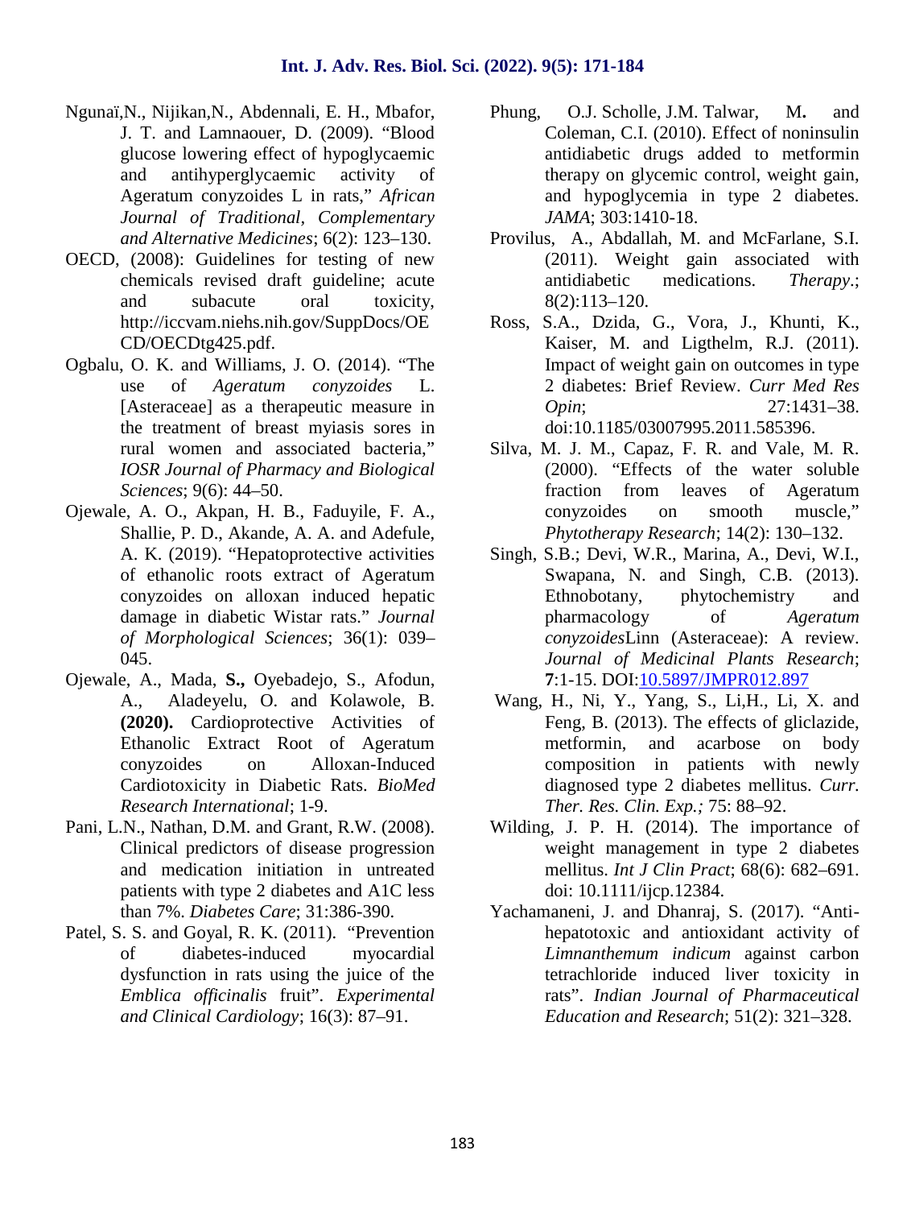Ngunaï,N., Nijikan,N., Abdennali, E. H., Mbafor, J. T. and Lamnaouer, D. (2009). "Blood glucose lowering effect of hypoglycaemic and antihyperglycaemic activity of Ageratum conyzoides L in rats," *African Journal of Traditional, Complementary and Alternative Medicines*; 6(2): 123–130.

OECD, (2008): Guidelines for testing of new chemicals revised draft guideline; acute and subacute oral toxicity, http://iccvam.niehs.nih.gov/SuppDocs/OECD/OECDtg425.pdf.

Ogbalu, O. K. and Williams, J. O. (2014). "The use of *Ageratum conyzoides* L. [Asteraceae] as a therapeutic measure in the treatment of breast myiasis sores in rural women and associated bacteria," *IOSR Journal of Pharmacy and Biological Sciences*; 9(6): 44–50.

Ojewale, A. O., Akpan, H. B., Faduyile, F. A., Shallie, P. D., Akande, A. A. and Adefule, A. K. (2019). "Hepatoprotective activities of ethanolic roots extract of Ageratum conyzoides on alloxan induced hepatic damage in diabetic Wistar rats." *Journal of Morphological Sciences*; 36(1): 039–045.

Ojewale, A., Mada, **S.,** Oyebadejo, S., Afodun, A., Aladeyelu, O. and Kolawole, B. **(2020).** Cardioprotective Activities of Ethanolic Extract Root of Ageratum conyzoides on Alloxan-Induced Cardiotoxicity in Diabetic Rats. *BioMed Research International*; 1-9.

Pani, L.N., Nathan, D.M. and Grant, R.W. (2008). Clinical predictors of disease progression and medication initiation in untreated patients with type 2 diabetes and A1C less than 7%. *Diabetes Care*; 31:386-390.

Patel, S. S. and Goyal, R. K. (2011). "Prevention of diabetes-induced myocardial dysfunction in rats using the juice of the *Emblica officinalis* fruit". *Experimental and Clinical Cardiology*; 16(3): 87–91.

Phung, O.J. Scholle, J.M. Talwar, M**.** and Coleman, C.I. (2010). Effect of noninsulin antidiabetic drugs added to metformin therapy on glycemic control, weight gain, and hypoglycemia in type 2 diabetes. *JAMA*; 303:1410-18.

Provilus, A., Abdallah, M. and McFarlane, S.I. (2011). Weight gain associated with antidiabetic medications. *Therapy*.; 8(2):113–120.

Ross, S.A., Dzida, G., Vora, J., Khunti, K., Kaiser, M. and Ligthelm, R.J. (2011). Impact of weight gain on outcomes in type 2 diabetes: Brief Review. *Curr Med Res Opin*; 27:1431–38. doi:10.1185/03007995.2011.585396.

Silva, M. J. M., Capaz, F. R. and Vale, M. R. (2000). "Effects of the water soluble fraction from leaves of Ageratum conyzoides on smooth muscle," *Phytotherapy Research*; 14(2): 130–132.

Singh, S.B.; Devi, W.R., Marina, A., Devi, W.I., Swapana, N. and Singh, C.B. (2013). Ethnobotany, phytochemistry and pharmacology of *Ageratum conyzoides*Linn (Asteraceae): A review. *Journal of Medicinal Plants Research*; **7**:1-15. DOI:10.5897/JMPR012.897

Wang, H., Ni, Y., Yang, S., Li,H., Li, X. and Feng, B. (2013). The effects of gliclazide, metformin, and acarbose on body composition in patients with newly diagnosed type 2 diabetes mellitus. *Curr. Ther. Res. Clin. Exp.;* 75: 88–92.

Wilding, J. P. H. (2014). The importance of weight management in type 2 diabetes mellitus. *Int J Clin Pract*; 68(6): 682–691. doi: 10.1111/ijcp.12384.

Yachamaneni, J. and Dhanraj, S. (2017). "Anti-hepatotoxic and antioxidant activity of *Limnanthemum indicum* against carbon tetrachloride induced liver toxicity in rats". *Indian Journal of Pharmaceutical Education and Research*; 51(2): 321–328.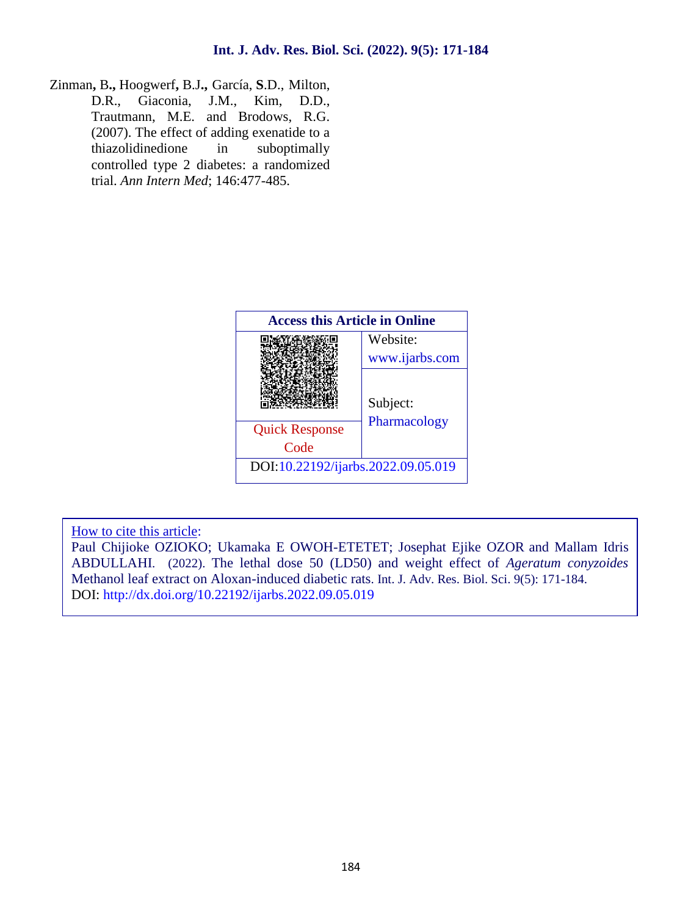Zinman, B., Hoogwerf, B.J., García, S.D., Milton, D.R., Giaconia, J.M., Kim, D.D., Trautmann, M.E. and Brodows, R.G. (2007). The effect of adding exenatide to a thiazolidinedione in suboptimally controlled type 2 diabetes: a randomized trial. *Ann Intern Med*; 146:477-485.

| Access this Article in Online | |
|---|---|
| | Website: www.ijarbs.com |
| Quick Response Code | Subject: Pharmacology |
| DOI:10.22192/ijarbs.2022.09.05.019 | |

How to cite this article:
Paul Chijioke OZIOKO; Ukamaka E OWOH-ETETET; Josephat Ejike OZOR and Mallam Idris ABDULLAHI. (2022). The lethal dose 50 (LD50) and weight effect of *Ageratum conyzoides* Methanol leaf extract on Aloxan-induced diabetic rats. Int. J. Adv. Res. Biol. Sci. 9(5): 171-184.
DOI: http://dx.doi.org/10.22192/ijarbs.2022.09.05.019